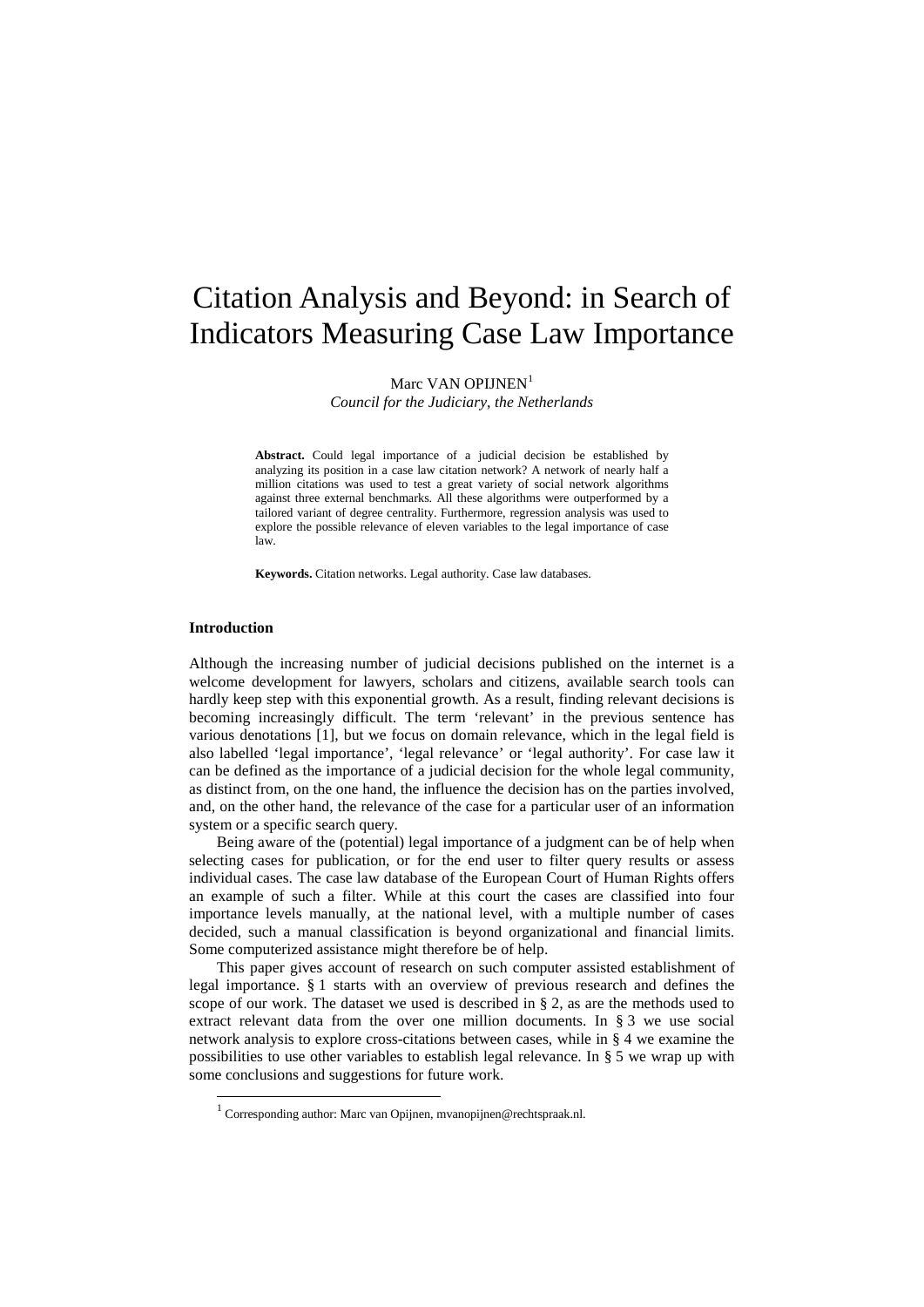# Citation Analysis and Beyond: in Search of Indicators Measuring Case Law Importance

Marc VAN OPIJNEN[1]

*Council for the Judiciary, the Netherlands*

**Abstract.** Could legal importance of a judicial decision be established by analyzing its position in a case law citation network? A network of nearly half a million citations was used to test a great variety of social network algorithms against three external benchmarks. All these algorithms were outperformed by a tailored variant of degree centrality. Furthermore, regression analysis was used to explore the possible relevance of eleven variables to the legal importance of case law.

**Keywords.** Citation networks. Legal authority. Case law databases.

## Introduction

Although the increasing number of judicial decisions published on the internet is a welcome development for lawyers, scholars and citizens, available search tools can hardly keep step with this exponential growth. As a result, finding relevant decisions is becoming increasingly difficult. The term 'relevant' in the previous sentence has various denotations [1], but we focus on domain relevance, which in the legal field is also labelled 'legal importance', 'legal relevance' or 'legal authority'. For case law it can be defined as the importance of a judicial decision for the whole legal community, as distinct from, on the one hand, the influence the decision has on the parties involved, and, on the other hand, the relevance of the case for a particular user of an information system or a specific search query.

Being aware of the (potential) legal importance of a judgment can be of help when selecting cases for publication, or for the end user to filter query results or assess individual cases. The case law database of the European Court of Human Rights offers an example of such a filter. While at this court the cases are classified into four importance levels manually, at the national level, with a multiple number of cases decided, such a manual classification is beyond organizational and financial limits. Some computerized assistance might therefore be of help.

This paper gives account of research on such computer assisted establishment of legal importance. § 1 starts with an overview of previous research and defines the scope of our work. The dataset we used is described in § 2, as are the methods used to extract relevant data from the over one million documents. In § 3 we use social network analysis to explore cross-citations between cases, while in § 4 we examine the possibilities to use other variables to establish legal relevance. In § 5 we wrap up with some conclusions and suggestions for future work.

[1] Corresponding author: Marc van Opijnen, mvanopijnen@rechtspraak.nl.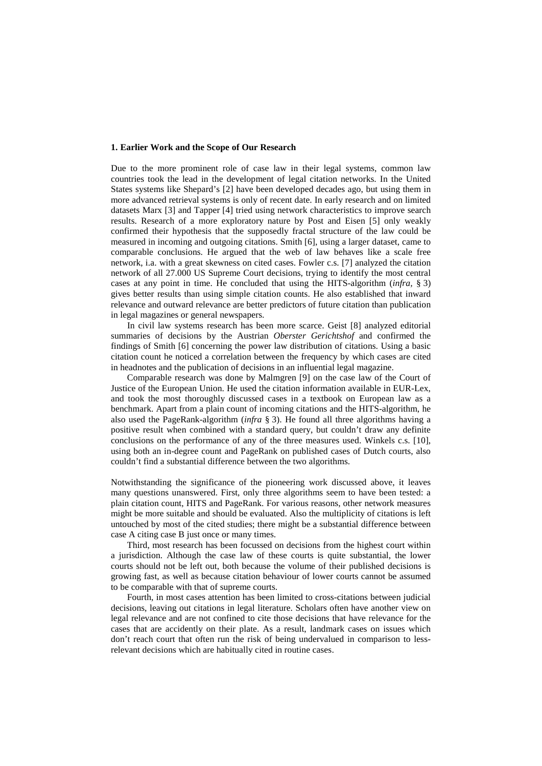### 1. Earlier Work and the Scope of Our Research

Due to the more prominent role of case law in their legal systems, common law countries took the lead in the development of legal citation networks. In the United States systems like Shepard's [2] have been developed decades ago, but using them in more advanced retrieval systems is only of recent date. In early research and on limited datasets Marx [3] and Tapper [4] tried using network characteristics to improve search results. Research of a more exploratory nature by Post and Eisen [5] only weakly confirmed their hypothesis that the supposedly fractal structure of the law could be measured in incoming and outgoing citations. Smith [6], using a larger dataset, came to comparable conclusions. He argued that the web of law behaves like a scale free network, i.a. with a great skewness on cited cases. Fowler c.s. [7] analyzed the citation network of all 27.000 US Supreme Court decisions, trying to identify the most central cases at any point in time. He concluded that using the HITS-algorithm (*infra*, § 3) gives better results than using simple citation counts. He also established that inward relevance and outward relevance are better predictors of future citation than publication in legal magazines or general newspapers.

In civil law systems research has been more scarce. Geist [8] analyzed editorial summaries of decisions by the Austrian *Oberster Gerichtshof* and confirmed the findings of Smith [6] concerning the power law distribution of citations. Using a basic citation count he noticed a correlation between the frequency by which cases are cited in headnotes and the publication of decisions in an influential legal magazine.

Comparable research was done by Malmgren [9] on the case law of the Court of Justice of the European Union. He used the citation information available in EUR-Lex, and took the most thoroughly discussed cases in a textbook on European law as a benchmark. Apart from a plain count of incoming citations and the HITS-algorithm, he also used the PageRank-algorithm (*infra* § 3). He found all three algorithms having a positive result when combined with a standard query, but couldn't draw any definite conclusions on the performance of any of the three measures used. Winkels c.s. [10], using both an in-degree count and PageRank on published cases of Dutch courts, also couldn't find a substantial difference between the two algorithms.

Notwithstanding the significance of the pioneering work discussed above, it leaves many questions unanswered. First, only three algorithms seem to have been tested: a plain citation count, HITS and PageRank. For various reasons, other network measures might be more suitable and should be evaluated. Also the multiplicity of citations is left untouched by most of the cited studies; there might be a substantial difference between case A citing case B just once or many times.

Third, most research has been focussed on decisions from the highest court within a jurisdiction. Although the case law of these courts is quite substantial, the lower courts should not be left out, both because the volume of their published decisions is growing fast, as well as because citation behaviour of lower courts cannot be assumed to be comparable with that of supreme courts.

Fourth, in most cases attention has been limited to cross-citations between judicial decisions, leaving out citations in legal literature. Scholars often have another view on legal relevance and are not confined to cite those decisions that have relevance for the cases that are accidently on their plate. As a result, landmark cases on issues which don't reach court that often run the risk of being undervalued in comparison to less-relevant decisions which are habitually cited in routine cases.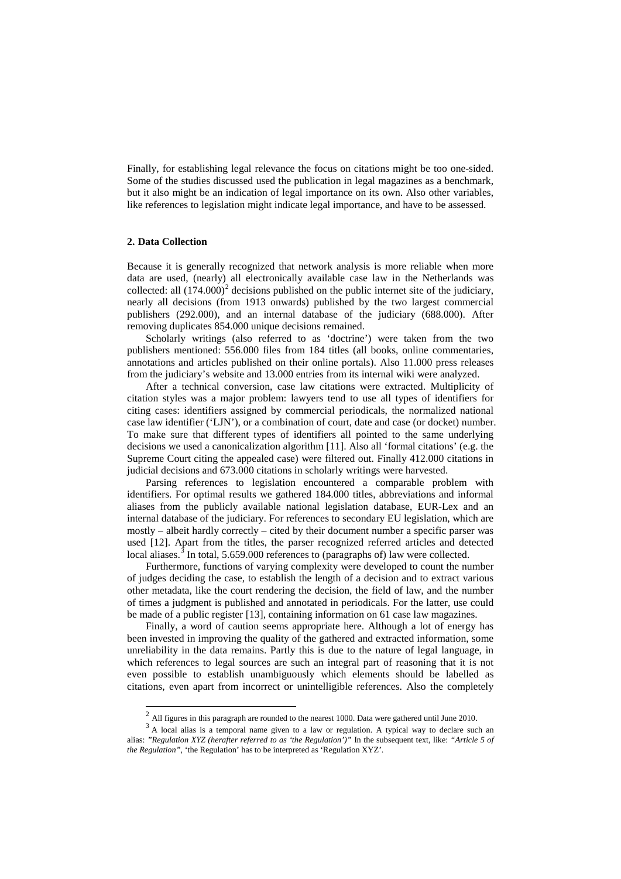Finally, for establishing legal relevance the focus on citations might be too one-sided. Some of the studies discussed used the publication in legal magazines as a benchmark, but it also might be an indication of legal importance on its own. Also other variables, like references to legislation might indicate legal importance, and have to be assessed.

## 2. Data Collection

Because it is generally recognized that network analysis is more reliable when more data are used, (nearly) all electronically available case law in the Netherlands was collected: all (174.000)[2] decisions published on the public internet site of the judiciary, nearly all decisions (from 1913 onwards) published by the two largest commercial publishers (292.000), and an internal database of the judiciary (688.000). After removing duplicates 854.000 unique decisions remained.

Scholarly writings (also referred to as 'doctrine') were taken from the two publishers mentioned: 556.000 files from 184 titles (all books, online commentaries, annotations and articles published on their online portals). Also 11.000 press releases from the judiciary's website and 13.000 entries from its internal wiki were analyzed.

After a technical conversion, case law citations were extracted. Multiplicity of citation styles was a major problem: lawyers tend to use all types of identifiers for citing cases: identifiers assigned by commercial periodicals, the normalized national case law identifier ('LJN'), or a combination of court, date and case (or docket) number. To make sure that different types of identifiers all pointed to the same underlying decisions we used a canonicalization algorithm [11]. Also all 'formal citations' (e.g. the Supreme Court citing the appealed case) were filtered out. Finally 412.000 citations in judicial decisions and 673.000 citations in scholarly writings were harvested.

Parsing references to legislation encountered a comparable problem with identifiers. For optimal results we gathered 184.000 titles, abbreviations and informal aliases from the publicly available national legislation database, EUR-Lex and an internal database of the judiciary. For references to secondary EU legislation, which are mostly – albeit hardly correctly – cited by their document number a specific parser was used [12]. Apart from the titles, the parser recognized referred articles and detected local aliases.[3] In total, 5.659.000 references to (paragraphs of) law were collected.

Furthermore, functions of varying complexity were developed to count the number of judges deciding the case, to establish the length of a decision and to extract various other metadata, like the court rendering the decision, the field of law, and the number of times a judgment is published and annotated in periodicals. For the latter, use could be made of a public register [13], containing information on 61 case law magazines.

Finally, a word of caution seems appropriate here. Although a lot of energy has been invested in improving the quality of the gathered and extracted information, some unreliability in the data remains. Partly this is due to the nature of legal language, in which references to legal sources are such an integral part of reasoning that it is not even possible to establish unambiguously which elements should be labelled as citations, even apart from incorrect or unintelligible references. Also the completely

[2] All figures in this paragraph are rounded to the nearest 1000. Data were gathered until June 2010.

[3] A local alias is a temporal name given to a law or regulation. A typical way to declare such an alias: *"Regulation XYZ (herafter referred to as 'the Regulation')"* In the subsequent text, like: *"Article 5 of the Regulation"*, 'the Regulation' has to be interpreted as 'Regulation XYZ'.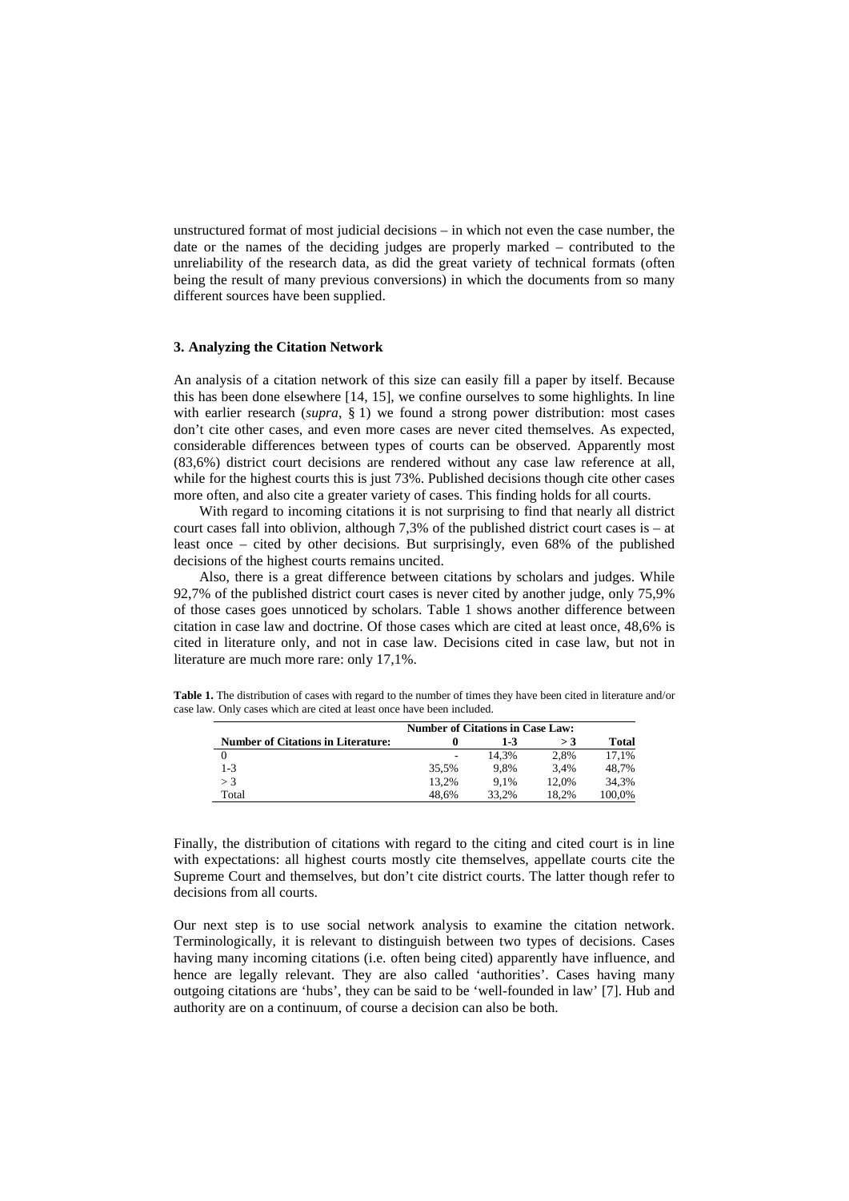unstructured format of most judicial decisions – in which not even the case number, the date or the names of the deciding judges are properly marked – contributed to the unreliability of the research data, as did the great variety of technical formats (often being the result of many previous conversions) in which the documents from so many different sources have been supplied.

### 3. Analyzing the Citation Network

An analysis of a citation network of this size can easily fill a paper by itself. Because this has been done elsewhere [14, 15], we confine ourselves to some highlights. In line with earlier research (*supra*, § 1) we found a strong power distribution: most cases don't cite other cases, and even more cases are never cited themselves. As expected, considerable differences between types of courts can be observed. Apparently most (83,6%) district court decisions are rendered without any case law reference at all, while for the highest courts this is just 73%. Published decisions though cite other cases more often, and also cite a greater variety of cases. This finding holds for all courts.

With regard to incoming citations it is not surprising to find that nearly all district court cases fall into oblivion, although 7,3% of the published district court cases is – at least once – cited by other decisions. But surprisingly, even 68% of the published decisions of the highest courts remains uncited.

Also, there is a great difference between citations by scholars and judges. While 92,7% of the published district court cases is never cited by another judge, only 75,9% of those cases goes unnoticed by scholars. Table 1 shows another difference between citation in case law and doctrine. Of those cases which are cited at least once, 48,6% is cited in literature only, and not in case law. Decisions cited in case law, but not in literature are much more rare: only 17,1%.

**Table 1.** The distribution of cases with regard to the number of times they have been cited in literature and/or case law. Only cases which are cited at least once have been included.

| | Number of Citations in Case Law: | | | |
|---|---|---|---|---|
| **Number of Citations in Literature:** | **0** | **1-3** | **> 3** | **Total** |
| 0 | - | 14,3% | 2,8% | 17,1% |
| 1-3 | 35,5% | 9,8% | 3,4% | 48,7% |
| > 3 | 13,2% | 9,1% | 12,0% | 34,3% |
| Total | 48,6% | 33,2% | 18,2% | 100,0% |

Finally, the distribution of citations with regard to the citing and cited court is in line with expectations: all highest courts mostly cite themselves, appellate courts cite the Supreme Court and themselves, but don't cite district courts. The latter though refer to decisions from all courts.

Our next step is to use social network analysis to examine the citation network. Terminologically, it is relevant to distinguish between two types of decisions. Cases having many incoming citations (i.e. often being cited) apparently have influence, and hence are legally relevant. They are also called 'authorities'. Cases having many outgoing citations are 'hubs', they can be said to be 'well-founded in law' [7]. Hub and authority are on a continuum, of course a decision can also be both.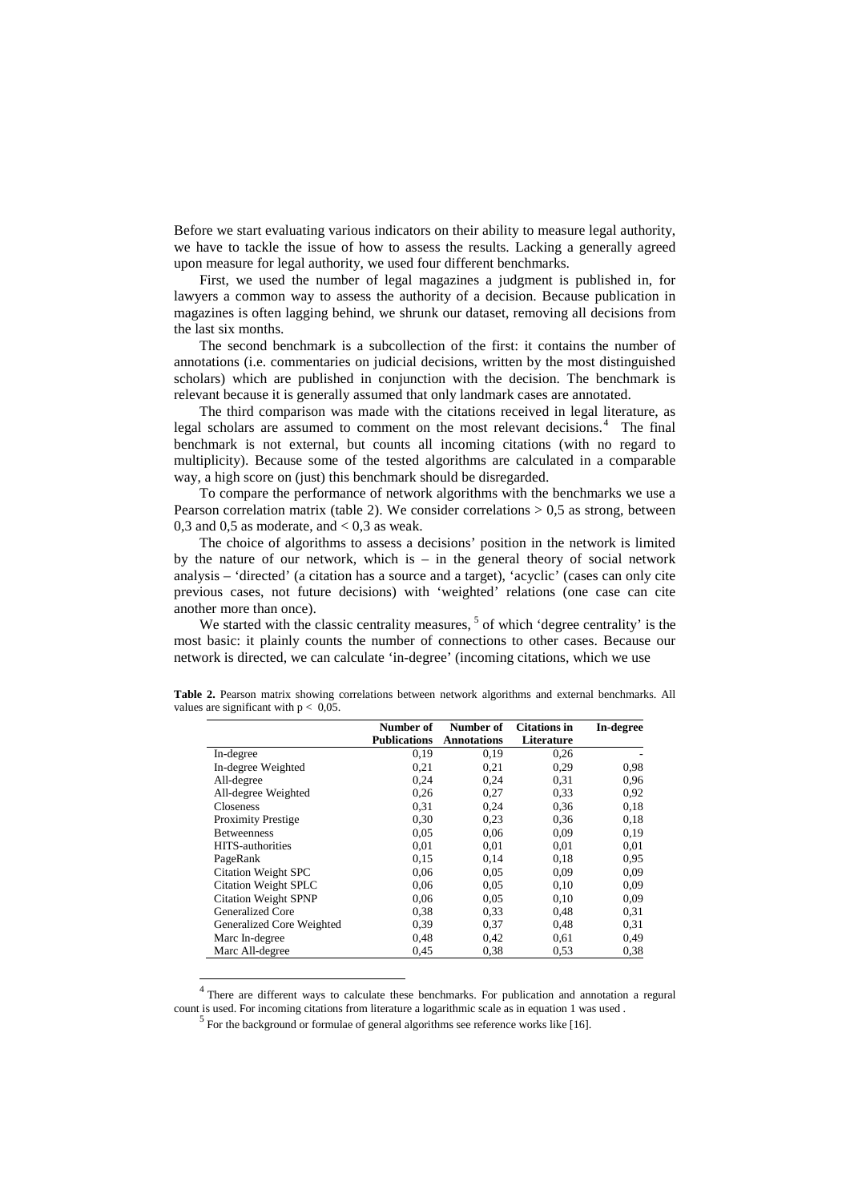Before we start evaluating various indicators on their ability to measure legal authority, we have to tackle the issue of how to assess the results. Lacking a generally agreed upon measure for legal authority, we used four different benchmarks.

First, we used the number of legal magazines a judgment is published in, for lawyers a common way to assess the authority of a decision. Because publication in magazines is often lagging behind, we shrunk our dataset, removing all decisions from the last six months.

The second benchmark is a subcollection of the first: it contains the number of annotations (i.e. commentaries on judicial decisions, written by the most distinguished scholars) which are published in conjunction with the decision. The benchmark is relevant because it is generally assumed that only landmark cases are annotated.

The third comparison was made with the citations received in legal literature, as legal scholars are assumed to comment on the most relevant decisions.[4] The final benchmark is not external, but counts all incoming citations (with no regard to multiplicity). Because some of the tested algorithms are calculated in a comparable way, a high score on (just) this benchmark should be disregarded.

To compare the performance of network algorithms with the benchmarks we use a Pearson correlation matrix (table 2). We consider correlations > 0,5 as strong, between 0,3 and 0,5 as moderate, and < 0,3 as weak.

The choice of algorithms to assess a decisions' position in the network is limited by the nature of our network, which is – in the general theory of social network analysis – 'directed' (a citation has a source and a target), 'acyclic' (cases can only cite previous cases, not future decisions) with 'weighted' relations (one case can cite another more than once).

We started with the classic centrality measures,[5] of which 'degree centrality' is the most basic: it plainly counts the number of connections to other cases. Because our network is directed, we can calculate 'in-degree' (incoming citations, which we use

**Table 2.** Pearson matrix showing correlations between network algorithms and external benchmarks. All values are significant with $p < 0{,}05$.

| | Number of Publications | Number of Annotations | Citations in Literature | In-degree |
|---|---|---|---|---|
| In-degree | 0,19 | 0,19 | 0,26 | - |
| In-degree Weighted | 0,21 | 0,21 | 0,29 | 0,98 |
| All-degree | 0,24 | 0,24 | 0,31 | 0,96 |
| All-degree Weighted | 0,26 | 0,27 | 0,33 | 0,92 |
| Closeness | 0,31 | 0,24 | 0,36 | 0,18 |
| Proximity Prestige | 0,30 | 0,23 | 0,36 | 0,18 |
| Betweenness | 0,05 | 0,06 | 0,09 | 0,19 |
| HITS-authorities | 0,01 | 0,01 | 0,01 | 0,01 |
| PageRank | 0,15 | 0,14 | 0,18 | 0,95 |
| Citation Weight SPC | 0,06 | 0,05 | 0,09 | 0,09 |
| Citation Weight SPLC | 0,06 | 0,05 | 0,10 | 0,09 |
| Citation Weight SPNP | 0,06 | 0,05 | 0,10 | 0,09 |
| Generalized Core | 0,38 | 0,33 | 0,48 | 0,31 |
| Generalized Core Weighted | 0,39 | 0,37 | 0,48 | 0,31 |
| Marc In-degree | 0,48 | 0,42 | 0,61 | 0,49 |
| Marc All-degree | 0,45 | 0,38 | 0,53 | 0,38 |

[4] There are different ways to calculate these benchmarks. For publication and annotation a regural count is used. For incoming citations from literature a logarithmic scale as in equation 1 was used .

[5] For the background or formulae of general algorithms see reference works like [16].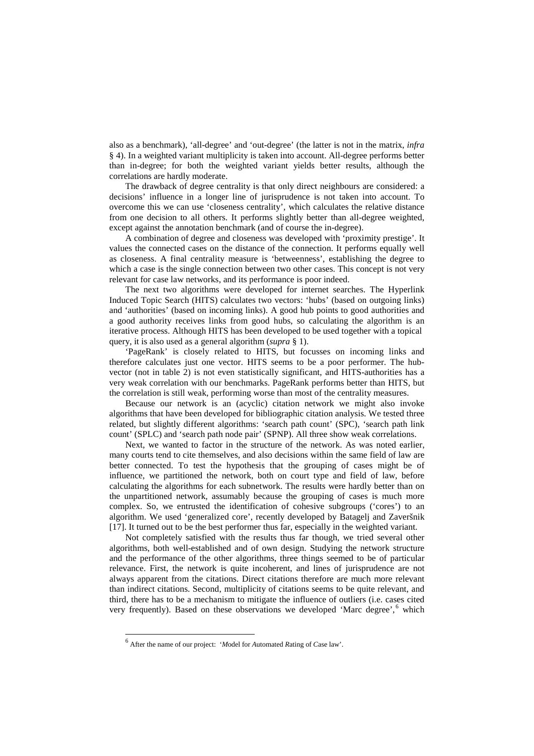also as a benchmark), 'all-degree' and 'out-degree' (the latter is not in the matrix, *infra* § 4). In a weighted variant multiplicity is taken into account. All-degree performs better than in-degree; for both the weighted variant yields better results, although the correlations are hardly moderate.

The drawback of degree centrality is that only direct neighbours are considered: a decisions' influence in a longer line of jurisprudence is not taken into account. To overcome this we can use 'closeness centrality', which calculates the relative distance from one decision to all others. It performs slightly better than all-degree weighted, except against the annotation benchmark (and of course the in-degree).

A combination of degree and closeness was developed with 'proximity prestige'. It values the connected cases on the distance of the connection. It performs equally well as closeness. A final centrality measure is 'betweenness', establishing the degree to which a case is the single connection between two other cases. This concept is not very relevant for case law networks, and its performance is poor indeed.

The next two algorithms were developed for internet searches. The Hyperlink Induced Topic Search (HITS) calculates two vectors: 'hubs' (based on outgoing links) and 'authorities' (based on incoming links). A good hub points to good authorities and a good authority receives links from good hubs, so calculating the algorithm is an iterative process. Although HITS has been developed to be used together with a topical query, it is also used as a general algorithm (*supra* § 1).

'PageRank' is closely related to HITS, but focusses on incoming links and therefore calculates just one vector. HITS seems to be a poor performer. The hub-vector (not in table 2) is not even statistically significant, and HITS-authorities has a very weak correlation with our benchmarks. PageRank performs better than HITS, but the correlation is still weak, performing worse than most of the centrality measures.

Because our network is an (acyclic) citation network we might also invoke algorithms that have been developed for bibliographic citation analysis. We tested three related, but slightly different algorithms: 'search path count' (SPC), 'search path link count' (SPLC) and 'search path node pair' (SPNP). All three show weak correlations.

Next, we wanted to factor in the structure of the network. As was noted earlier, many courts tend to cite themselves, and also decisions within the same field of law are better connected. To test the hypothesis that the grouping of cases might be of influence, we partitioned the network, both on court type and field of law, before calculating the algorithms for each subnetwork. The results were hardly better than on the unpartitioned network, assumably because the grouping of cases is much more complex. So, we entrusted the identification of cohesive subgroups ('cores') to an algorithm. We used 'generalized core', recently developed by Batagelj and Zaveršnik [17]. It turned out to be the best performer thus far, especially in the weighted variant.

Not completely satisfied with the results thus far though, we tried several other algorithms, both well-established and of own design. Studying the network structure and the performance of the other algorithms, three things seemed to be of particular relevance. First, the network is quite incoherent, and lines of jurisprudence are not always apparent from the citations. Direct citations therefore are much more relevant than indirect citations. Second, multiplicity of citations seems to be quite relevant, and third, there has to be a mechanism to mitigate the influence of outliers (i.e. cases cited very frequently). Based on these observations we developed 'Marc degree',[6] which

[6] After the name of our project: '*M*odel for *A*utomated *R*ating of *C*ase law'.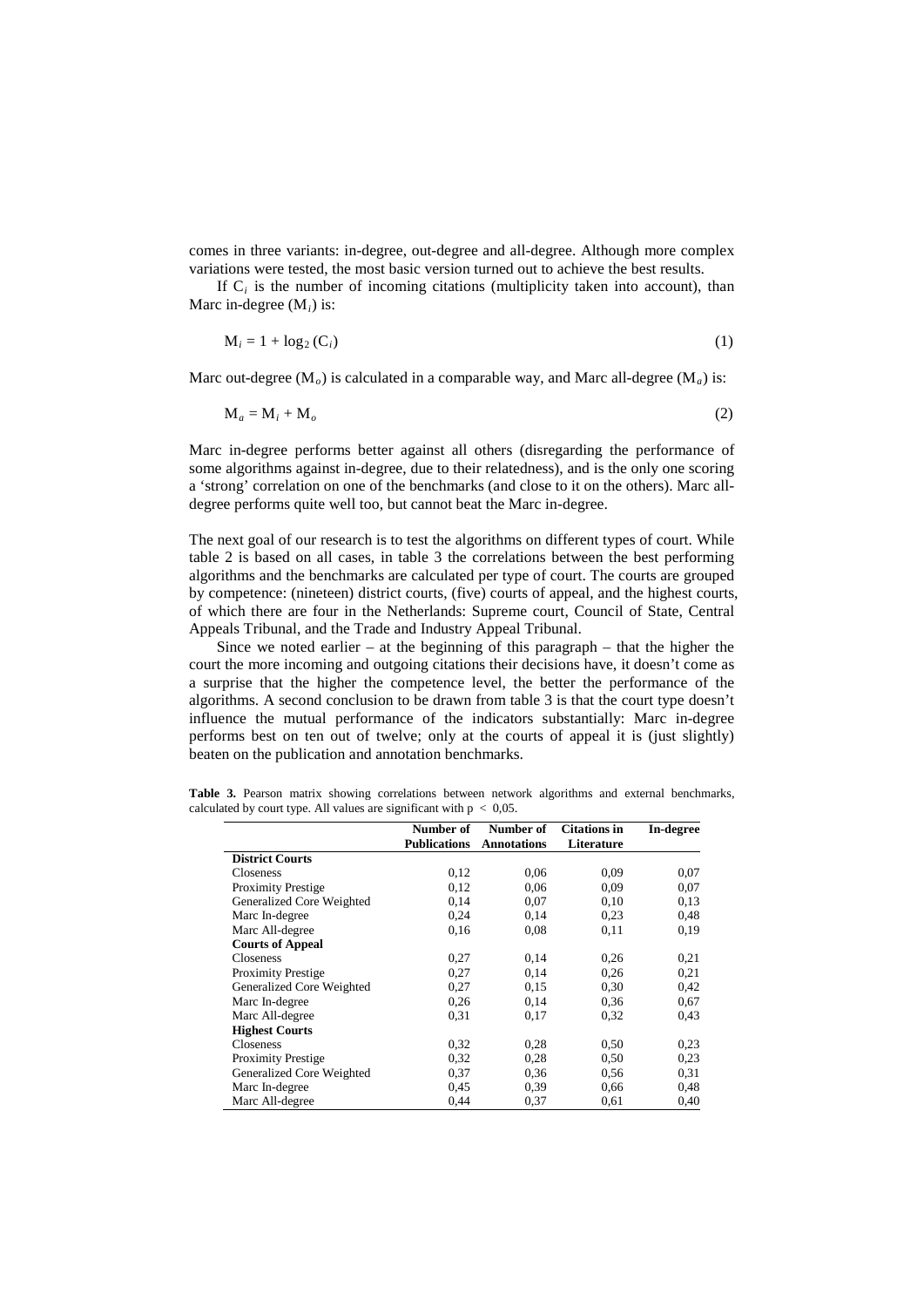comes in three variants: in-degree, out-degree and all-degree. Although more complex variations were tested, the most basic version turned out to achieve the best results.

If $C_i$ is the number of incoming citations (multiplicity taken into account), than Marc in-degree ($M_i$) is:

$$M_i = 1 + \log_2 (C_i) \tag{1}$$

Marc out-degree ($M_o$) is calculated in a comparable way, and Marc all-degree ($M_a$) is:

$$M_a = M_i + M_o \tag{2}$$

Marc in-degree performs better against all others (disregarding the performance of some algorithms against in-degree, due to their relatedness), and is the only one scoring a 'strong' correlation on one of the benchmarks (and close to it on the others). Marc all-degree performs quite well too, but cannot beat the Marc in-degree.

The next goal of our research is to test the algorithms on different types of court. While table 2 is based on all cases, in table 3 the correlations between the best performing algorithms and the benchmarks are calculated per type of court. The courts are grouped by competence: (nineteen) district courts, (five) courts of appeal, and the highest courts, of which there are four in the Netherlands: Supreme court, Council of State, Central Appeals Tribunal, and the Trade and Industry Appeal Tribunal.

Since we noted earlier – at the beginning of this paragraph – that the higher the court the more incoming and outgoing citations their decisions have, it doesn't come as a surprise that the higher the competence level, the better the performance of the algorithms. A second conclusion to be drawn from table 3 is that the court type doesn't influence the mutual performance of the indicators substantially: Marc in-degree performs best on ten out of twelve; only at the courts of appeal it is (just slightly) beaten on the publication and annotation benchmarks.

**Table 3.** Pearson matrix showing correlations between network algorithms and external benchmarks, calculated by court type. All values are significant with $p < 0{,}05$.

| | Number of Publications | Number of Annotations | Citations in Literature | In-degree |
|---|---|---|---|---|
| **District Courts** | | | | |
| Closeness | 0,12 | 0,06 | 0,09 | 0,07 |
| Proximity Prestige | 0,12 | 0,06 | 0,09 | 0,07 |
| Generalized Core Weighted | 0,14 | 0,07 | 0,10 | 0,13 |
| Marc In-degree | 0,24 | 0,14 | 0,23 | 0,48 |
| Marc All-degree | 0,16 | 0,08 | 0,11 | 0,19 |
| **Courts of Appeal** | | | | |
| Closeness | 0,27 | 0,14 | 0,26 | 0,21 |
| Proximity Prestige | 0,27 | 0,14 | 0,26 | 0,21 |
| Generalized Core Weighted | 0,27 | 0,15 | 0,30 | 0,42 |
| Marc In-degree | 0,26 | 0,14 | 0,36 | 0,67 |
| Marc All-degree | 0,31 | 0,17 | 0,32 | 0,43 |
| **Highest Courts** | | | | |
| Closeness | 0,32 | 0,28 | 0,50 | 0,23 |
| Proximity Prestige | 0,32 | 0,28 | 0,50 | 0,23 |
| Generalized Core Weighted | 0,37 | 0,36 | 0,56 | 0,31 |
| Marc In-degree | 0,45 | 0,39 | 0,66 | 0,48 |
| Marc All-degree | 0,44 | 0,37 | 0,61 | 0,40 |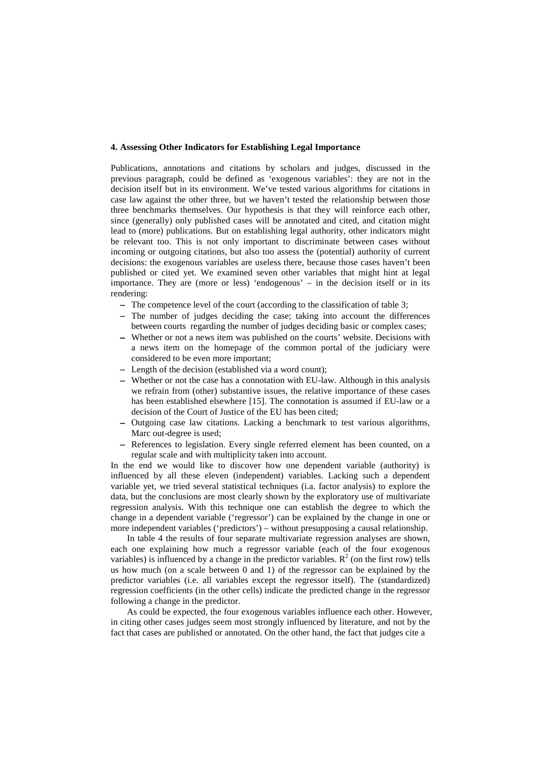### 4. Assessing Other Indicators for Establishing Legal Importance

Publications, annotations and citations by scholars and judges, discussed in the previous paragraph, could be defined as 'exogenous variables': they are not in the decision itself but in its environment. We've tested various algorithms for citations in case law against the other three, but we haven't tested the relationship between those three benchmarks themselves. Our hypothesis is that they will reinforce each other, since (generally) only published cases will be annotated and cited, and citation might lead to (more) publications. But on establishing legal authority, other indicators might be relevant too. This is not only important to discriminate between cases without incoming or outgoing citations, but also too assess the (potential) authority of current decisions: the exogenous variables are useless there, because those cases haven't been published or cited yet. We examined seven other variables that might hint at legal importance. They are (more or less) 'endogenous' – in the decision itself or in its rendering:

- The competence level of the court (according to the classification of table 3;
- The number of judges deciding the case; taking into account the differences between courts regarding the number of judges deciding basic or complex cases;
- Whether or not a news item was published on the courts' website. Decisions with a news item on the homepage of the common portal of the judiciary were considered to be even more important;
- Length of the decision (established via a word count);
- Whether or not the case has a connotation with EU-law. Although in this analysis we refrain from (other) substantive issues, the relative importance of these cases has been established elsewhere [15]. The connotation is assumed if EU-law or a decision of the Court of Justice of the EU has been cited;
- Outgoing case law citations. Lacking a benchmark to test various algorithms, Marc out-degree is used;
- References to legislation. Every single referred element has been counted, on a regular scale and with multiplicity taken into account.

In the end we would like to discover how one dependent variable (authority) is influenced by all these eleven (independent) variables. Lacking such a dependent variable yet, we tried several statistical techniques (i.a. factor analysis) to explore the data, but the conclusions are most clearly shown by the exploratory use of multivariate regression analysis. With this technique one can establish the degree to which the change in a dependent variable ('regressor') can be explained by the change in one or more independent variables ('predictors') – without presupposing a causal relationship.

In table 4 the results of four separate multivariate regression analyses are shown, each one explaining how much a regressor variable (each of the four exogenous variables) is influenced by a change in the predictor variables. $R^2$ (on the first row) tells us how much (on a scale between 0 and 1) of the regressor can be explained by the predictor variables (i.e. all variables except the regressor itself). The (standardized) regression coefficients (in the other cells) indicate the predicted change in the regressor following a change in the predictor.

As could be expected, the four exogenous variables influence each other. However, in citing other cases judges seem most strongly influenced by literature, and not by the fact that cases are published or annotated. On the other hand, the fact that judges cite a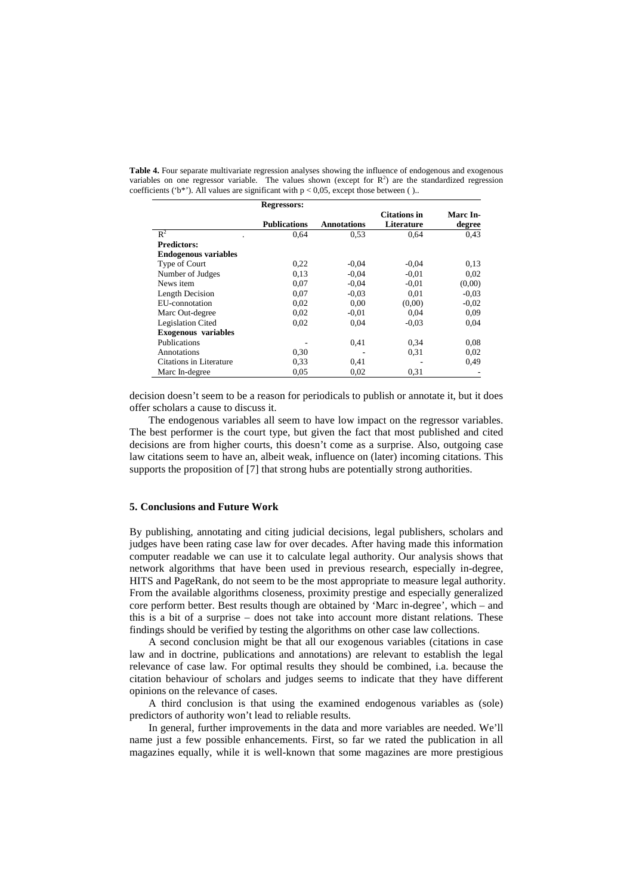**Table 4.** Four separate multivariate regression analyses showing the influence of endogenous and exogenous variables on one regressor variable. The values shown (except for $R^2$) are the standardized regression coefficients ('b*'). All values are significant with $p < 0{,}05$, except those between ( )..

| | Regressors: | | | |
|---|---|---|---|---|
| | **Publications** | **Annotations** | **Citations in Literature** | **Marc In-degree** |
| $R^2$ | 0,64 | 0,53 | 0,64 | 0,43 |
| **Predictors:** | | | | |
| **Endogenous variables** | | | | |
| Type of Court | 0,22 | -0,04 | -0,04 | 0,13 |
| Number of Judges | 0,13 | -0,04 | -0,01 | 0,02 |
| News item | 0,07 | -0,04 | -0,01 | (0,00) |
| Length Decision | 0,07 | -0,03 | 0,01 | -0,03 |
| EU-connotation | 0,02 | 0,00 | (0,00) | -0,02 |
| Marc Out-degree | 0,02 | -0,01 | 0,04 | 0,09 |
| Legislation Cited | 0,02 | 0,04 | -0,03 | 0,04 |
| **Exogenous variables** | | | | |
| Publications | - | 0,41 | 0,34 | 0,08 |
| Annotations | 0,30 | - | 0,31 | 0,02 |
| Citations in Literature | 0,33 | 0,41 | - | 0,49 |
| Marc In-degree | 0,05 | 0,02 | 0,31 | - |

decision doesn't seem to be a reason for periodicals to publish or annotate it, but it does offer scholars a cause to discuss it.

The endogenous variables all seem to have low impact on the regressor variables. The best performer is the court type, but given the fact that most published and cited decisions are from higher courts, this doesn't come as a surprise. Also, outgoing case law citations seem to have an, albeit weak, influence on (later) incoming citations. This supports the proposition of [7] that strong hubs are potentially strong authorities.

## 5. Conclusions and Future Work

By publishing, annotating and citing judicial decisions, legal publishers, scholars and judges have been rating case law for over decades. After having made this information computer readable we can use it to calculate legal authority. Our analysis shows that network algorithms that have been used in previous research, especially in-degree, HITS and PageRank, do not seem to be the most appropriate to measure legal authority. From the available algorithms closeness, proximity prestige and especially generalized core perform better. Best results though are obtained by 'Marc in-degree', which – and this is a bit of a surprise – does not take into account more distant relations. These findings should be verified by testing the algorithms on other case law collections.

A second conclusion might be that all our exogenous variables (citations in case law and in doctrine, publications and annotations) are relevant to establish the legal relevance of case law. For optimal results they should be combined, i.a. because the citation behaviour of scholars and judges seems to indicate that they have different opinions on the relevance of cases.

A third conclusion is that using the examined endogenous variables as (sole) predictors of authority won't lead to reliable results.

In general, further improvements in the data and more variables are needed. We'll name just a few possible enhancements. First, so far we rated the publication in all magazines equally, while it is well-known that some magazines are more prestigious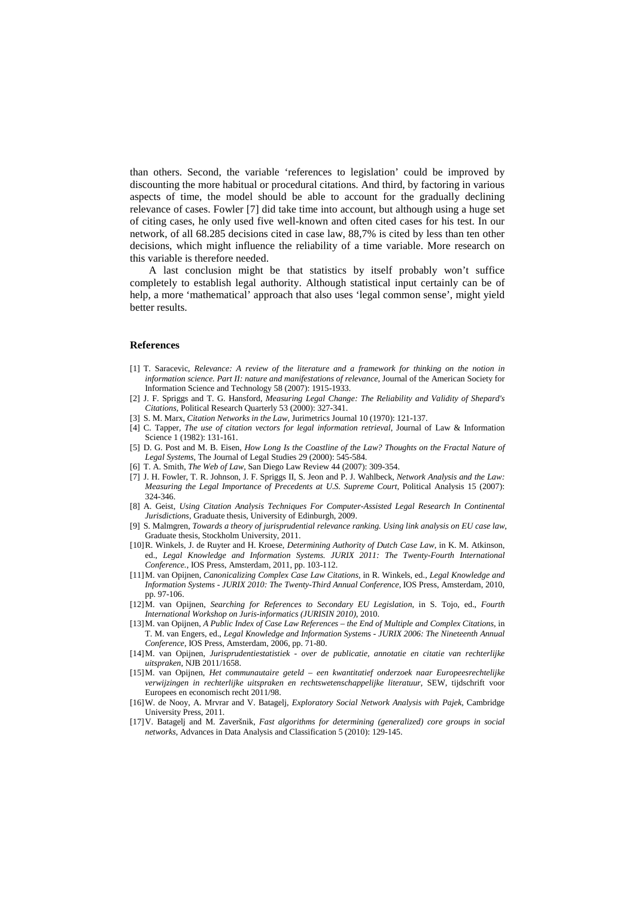than others. Second, the variable 'references to legislation' could be improved by discounting the more habitual or procedural citations. And third, by factoring in various aspects of time, the model should be able to account for the gradually declining relevance of cases. Fowler [7] did take time into account, but although using a huge set of citing cases, he only used five well-known and often cited cases for his test. In our network, of all 68.285 decisions cited in case law, 88,7% is cited by less than ten other decisions, which might influence the reliability of a time variable. More research on this variable is therefore needed.

A last conclusion might be that statistics by itself probably won't suffice completely to establish legal authority. Although statistical input certainly can be of help, a more 'mathematical' approach that also uses 'legal common sense', might yield better results.

## References

[1] T. Saracevic, *Relevance: A review of the literature and a framework for thinking on the notion in information science. Part II: nature and manifestations of relevance*, Journal of the American Society for Information Science and Technology 58 (2007): 1915-1933.

[2] J. F. Spriggs and T. G. Hansford, *Measuring Legal Change: The Reliability and Validity of Shepard's Citations*, Political Research Quarterly 53 (2000): 327-341.

[3] S. M. Marx, *Citation Networks in the Law*, Jurimetrics Journal 10 (1970): 121-137.

[4] C. Tapper, *The use of citation vectors for legal information retrieval*, Journal of Law & Information Science 1 (1982): 131-161.

[5] D. G. Post and M. B. Eisen, *How Long Is the Coastline of the Law? Thoughts on the Fractal Nature of Legal Systems*, The Journal of Legal Studies 29 (2000): 545-584.

[6] T. A. Smith, *The Web of Law*, San Diego Law Review 44 (2007): 309-354.

[7] J. H. Fowler, T. R. Johnson, J. F. Spriggs II, S. Jeon and P. J. Wahlbeck, *Network Analysis and the Law: Measuring the Legal Importance of Precedents at U.S. Supreme Court*, Political Analysis 15 (2007): 324-346.

[8] A. Geist, *Using Citation Analysis Techniques For Computer-Assisted Legal Research In Continental Jurisdictions*, Graduate thesis, University of Edinburgh, 2009.

[9] S. Malmgren, *Towards a theory of jurisprudential relevance ranking. Using link analysis on EU case law*, Graduate thesis, Stockholm University, 2011.

[10] R. Winkels, J. de Ruyter and H. Kroese, *Determining Authority of Dutch Case Law*, in K. M. Atkinson, ed., *Legal Knowledge and Information Systems. JURIX 2011: The Twenty-Fourth International Conference.*, IOS Press, Amsterdam, 2011, pp. 103-112.

[11] M. van Opijnen, *Canonicalizing Complex Case Law Citations*, in R. Winkels, ed., *Legal Knowledge and Information Systems - JURIX 2010: The Twenty-Third Annual Conference*, IOS Press, Amsterdam, 2010, pp. 97-106.

[12] M. van Opijnen, *Searching for References to Secondary EU Legislation*, in S. Tojo, ed., *Fourth International Workshop on Juris-informatics (JURISIN 2010)*, 2010.

[13] M. van Opijnen, *A Public Index of Case Law References – the End of Multiple and Complex Citations*, in T. M. van Engers, ed., *Legal Knowledge and Information Systems - JURIX 2006: The Nineteenth Annual Conference*, IOS Press, Amsterdam, 2006, pp. 71-80.

[14] M. van Opijnen, *Jurisprudentiestatistiek - over de publicatie, annotatie en citatie van rechterlijke uitspraken*, NJB 2011/1658.

[15] M. van Opijnen, *Het communautaire geteld – een kwantitatief onderzoek naar Europeesrechtelijke verwijzingen in rechterlijke uitspraken en rechtswetenschappelijke literatuur*, SEW, tijdschrift voor Europees en economisch recht 2011/98.

[16] W. de Nooy, A. Mrvrar and V. Batagelj, *Exploratory Social Network Analysis with Pajek*, Cambridge University Press, 2011.

[17] V. Batagelj and M. Zaveršnik, *Fast algorithms for determining (generalized) core groups in social networks*, Advances in Data Analysis and Classification 5 (2010): 129-145.